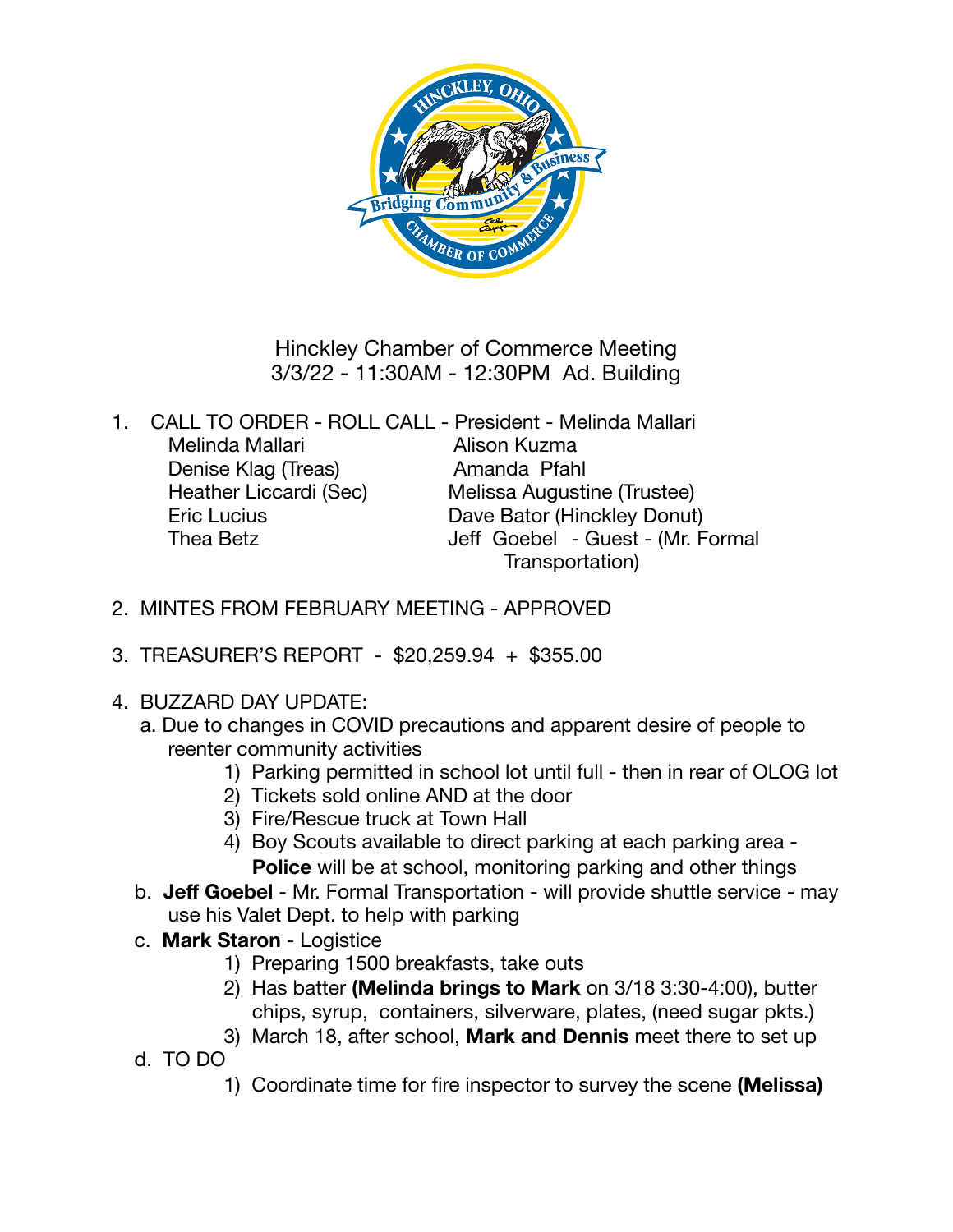Hinckley Chamber of Commerce Meeting
3/3/22 - 11:30AM - 12:30PM  Ad. Building

1. CALL TO ORDER - ROLL CALL - President - Melinda Mallari
   - Melinda Mallari
   - Denise Klag (Treas)
   - Heather Liccardi (Sec)
   - Eric Lucius
   - Thea Betz
   - Alison Kuzma
   - Amanda Pfahl
   - Melissa Augustine (Trustee)
   - Dave Bator (Hinckley Donut)
   - Jeff Goebel - Guest - (Mr. Formal Transportation)

2. MINTES FROM FEBRUARY MEETING - APPROVED

3. TREASURER'S REPORT - $20,259.94 + $355.00

4. BUZZARD DAY UPDATE:
   a. Due to changes in COVID precautions and apparent desire of people to reenter community activities
      1) Parking permitted in school lot until full - then in rear of OLOG lot
      2) Tickets sold online AND at the door
      3) Fire/Rescue truck at Town Hall
      4) Boy Scouts available to direct parking at each parking area - **Police** will be at school, monitoring parking and other things
   b. **Jeff Goebel** - Mr. Formal Transportation - will provide shuttle service - may use his Valet Dept. to help with parking
   c. **Mark Staron** - Logistice
      1) Preparing 1500 breakfasts, take outs
      2) Has batter **(Melinda brings to Mark** on 3/18 3:30-4:00), butter chips, syrup, containers, silverware, plates, (need sugar pkts.)
      3) March 18, after school, **Mark and Dennis** meet there to set up
   d. TO DO
      1) Coordinate time for fire inspector to survey the scene **(Melissa)**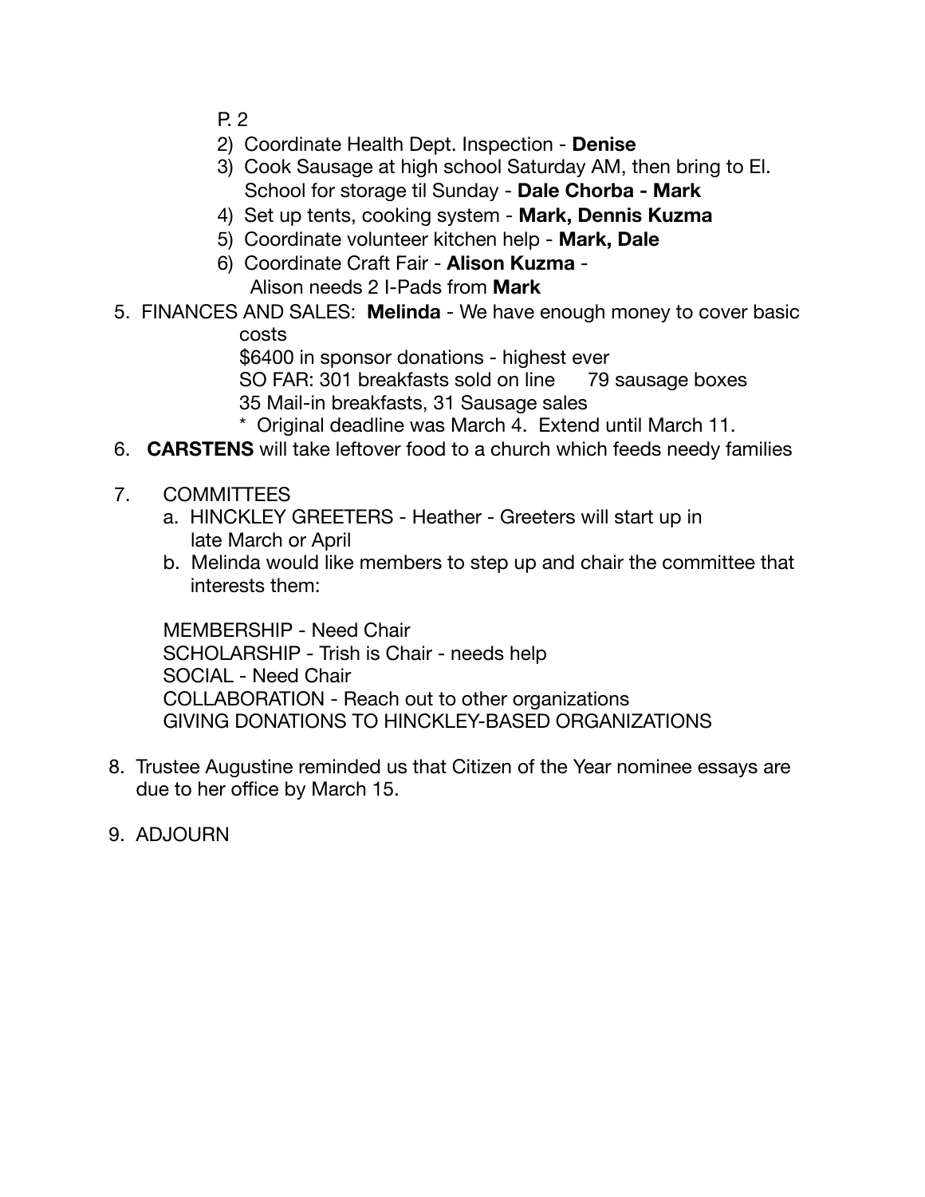P. 2

2) Coordinate Health Dept. Inspection - **Denise**
3) Cook Sausage at high school Saturday AM, then bring to El. School for storage til Sunday - **Dale Chorba - Mark**
4) Set up tents, cooking system - **Mark, Dennis Kuzma**
5) Coordinate volunteer kitchen help - **Mark, Dale**
6) Coordinate Craft Fair - **Alison Kuzma** - Alison needs 2 I-Pads from **Mark**

5. FINANCES AND SALES: **Melinda** - We have enough money to cover basic costs
   $6400 in sponsor donations - highest ever
   SO FAR: 301 breakfasts sold on line      79 sausage boxes
   35 Mail-in breakfasts, 31 Sausage sales
   * Original deadline was March 4. Extend until March 11.

6. **CARSTENS** will take leftover food to a church which feeds needy families

7. COMMITTEES
   a. HINCKLEY GREETERS - Heather - Greeters will start up in late March or April
   b. Melinda would like members to step up and chair the committee that interests them:

   MEMBERSHIP - Need Chair
   SCHOLARSHIP - Trish is Chair - needs help
   SOCIAL - Need Chair
   COLLABORATION - Reach out to other organizations
   GIVING DONATIONS TO HINCKLEY-BASED ORGANIZATIONS

8. Trustee Augustine reminded us that Citizen of the Year nominee essays are due to her office by March 15.

9. ADJOURN